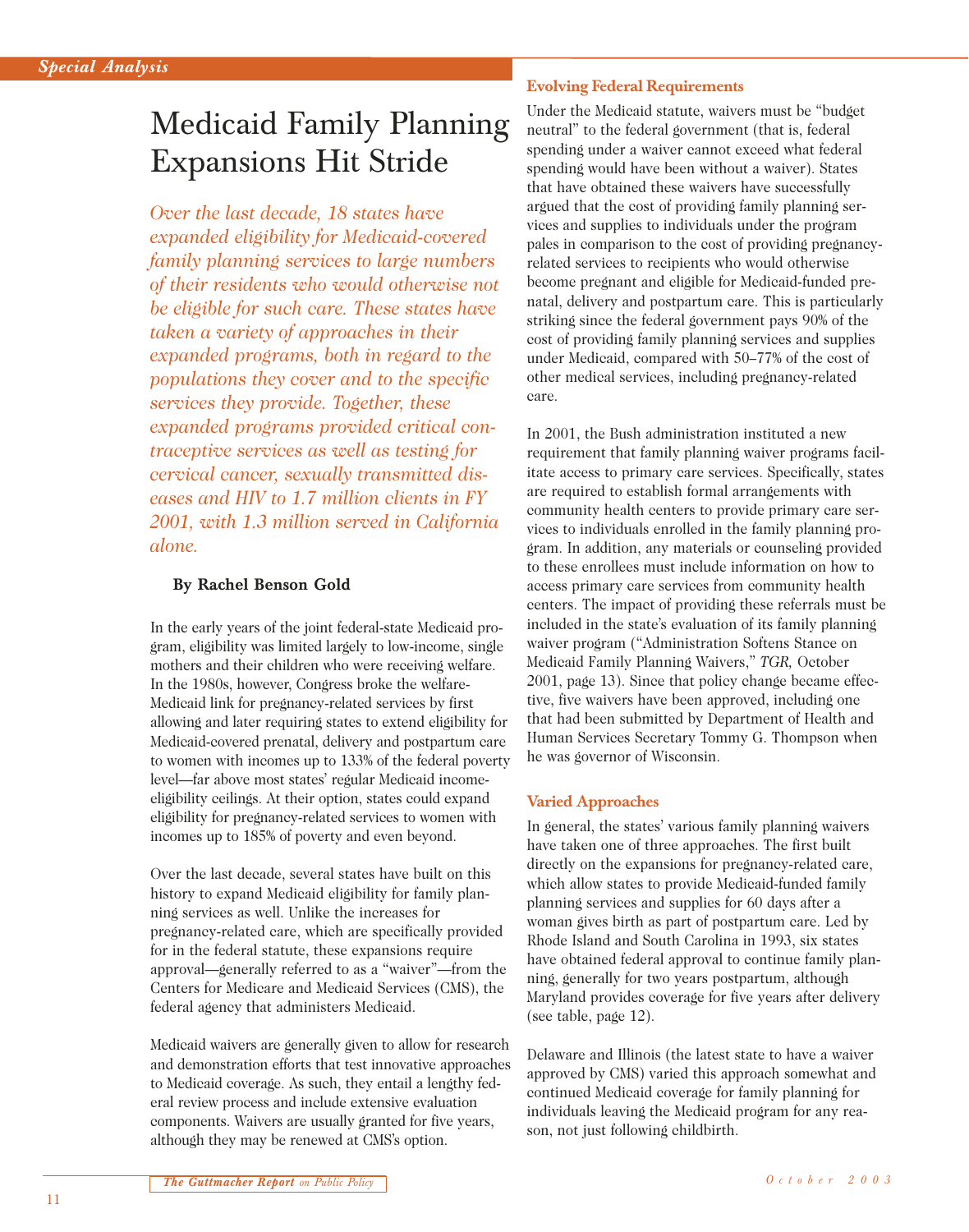Special Analysis

# Medicaid Family Planning Expansions Hit Stride

*Over the last decade, 18 states have expanded eligibility for Medicaid-covered family planning services to large numbers of their residents who would otherwise not be eligible for such care. These states have taken a variety of approaches in their expanded programs, both in regard to the populations they cover and to the specific services they provide. Together, these expanded programs provided critical contraceptive services as well as testing for cervical cancer, sexually transmitted diseases and HIV to 1.7 million clients in FY 2001, with 1.3 million served in California alone.*

**By Rachel Benson Gold**

In the early years of the joint federal-state Medicaid program, eligibility was limited largely to low-income, single mothers and their children who were receiving welfare. In the 1980s, however, Congress broke the welfare-Medicaid link for pregnancy-related services by first allowing and later requiring states to extend eligibility for Medicaid-covered prenatal, delivery and postpartum care to women with incomes up to 133% of the federal poverty level—far above most states' regular Medicaid income-eligibility ceilings. At their option, states could expand eligibility for pregnancy-related services to women with incomes up to 185% of poverty and even beyond.

Over the last decade, several states have built on this history to expand Medicaid eligibility for family planning services as well. Unlike the increases for pregnancy-related care, which are specifically provided for in the federal statute, these expansions require approval—generally referred to as a "waiver"—from the Centers for Medicare and Medicaid Services (CMS), the federal agency that administers Medicaid.

Medicaid waivers are generally given to allow for research and demonstration efforts that test innovative approaches to Medicaid coverage. As such, they entail a lengthy federal review process and include extensive evaluation components. Waivers are usually granted for five years, although they may be renewed at CMS's option.

## Evolving Federal Requirements

Under the Medicaid statute, waivers must be "budget neutral" to the federal government (that is, federal spending under a waiver cannot exceed what federal spending would have been without a waiver). States that have obtained these waivers have successfully argued that the cost of providing family planning services and supplies to individuals under the program pales in comparison to the cost of providing pregnancy-related services to recipients who would otherwise become pregnant and eligible for Medicaid-funded prenatal, delivery and postpartum care. This is particularly striking since the federal government pays 90% of the cost of providing family planning services and supplies under Medicaid, compared with 50–77% of the cost of other medical services, including pregnancy-related care.

In 2001, the Bush administration instituted a new requirement that family planning waiver programs facilitate access to primary care services. Specifically, states are required to establish formal arrangements with community health centers to provide primary care services to individuals enrolled in the family planning program. In addition, any materials or counseling provided to these enrollees must include information on how to access primary care services from community health centers. The impact of providing these referrals must be included in the state's evaluation of its family planning waiver program ("Administration Softens Stance on Medicaid Family Planning Waivers," *TGR,* October 2001, page 13). Since that policy change became effective, five waivers have been approved, including one that had been submitted by Department of Health and Human Services Secretary Tommy G. Thompson when he was governor of Wisconsin.

## Varied Approaches

In general, the states' various family planning waivers have taken one of three approaches. The first built directly on the expansions for pregnancy-related care, which allow states to provide Medicaid-funded family planning services and supplies for 60 days after a woman gives birth as part of postpartum care. Led by Rhode Island and South Carolina in 1993, six states have obtained federal approval to continue family planning, generally for two years postpartum, although Maryland provides coverage for five years after delivery (see table, page 12).

Delaware and Illinois (the latest state to have a waiver approved by CMS) varied this approach somewhat and continued Medicaid coverage for family planning for individuals leaving the Medicaid program for any reason, not just following childbirth.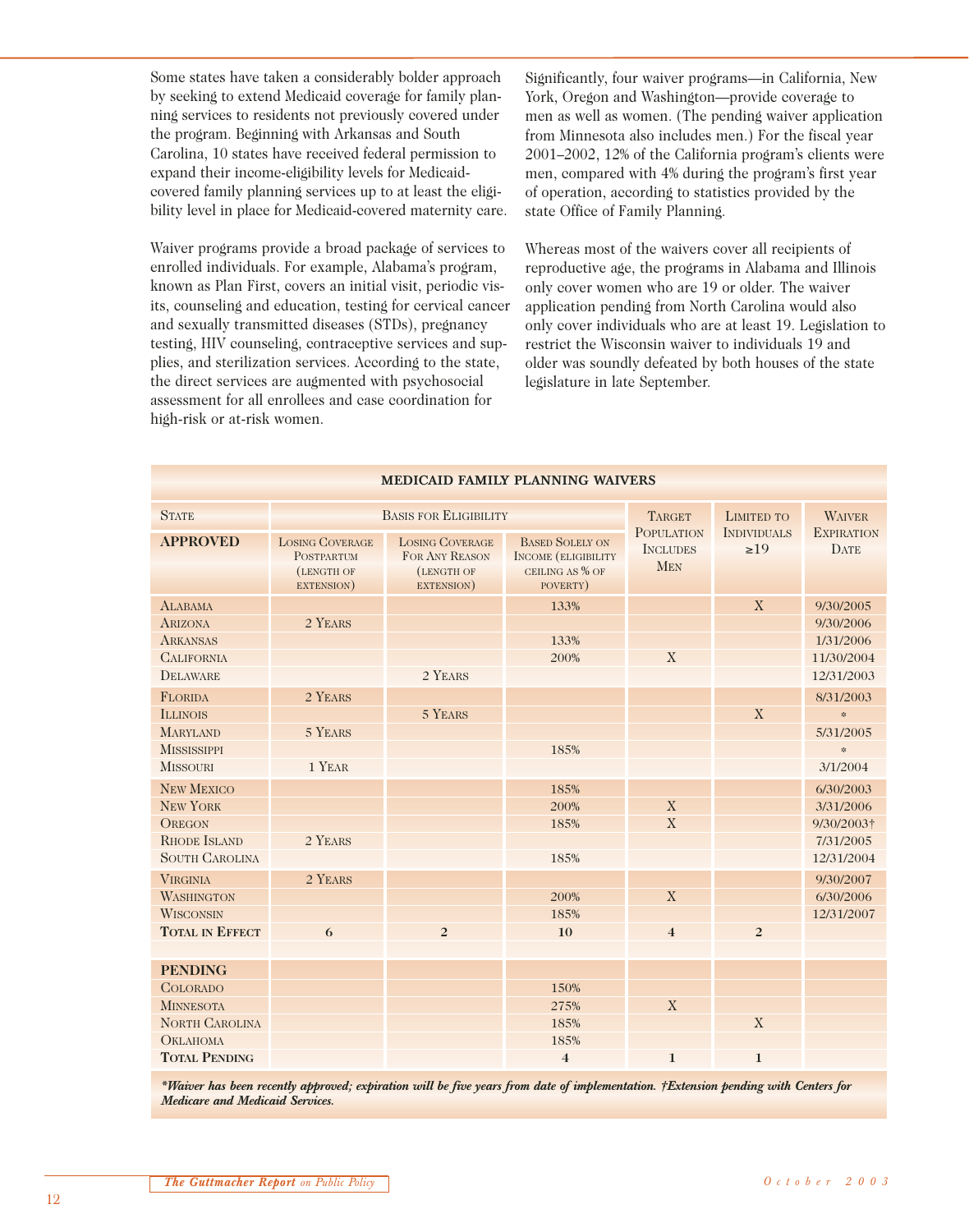Some states have taken a considerably bolder approach by seeking to extend Medicaid coverage for family planning services to residents not previously covered under the program. Beginning with Arkansas and South Carolina, 10 states have received federal permission to expand their income-eligibility levels for Medicaid-covered family planning services up to at least the eligibility level in place for Medicaid-covered maternity care.

Waiver programs provide a broad package of services to enrolled individuals. For example, Alabama's program, known as Plan First, covers an initial visit, periodic visits, counseling and education, testing for cervical cancer and sexually transmitted diseases (STDs), pregnancy testing, HIV counseling, contraceptive services and supplies, and sterilization services. According to the state, the direct services are augmented with psychosocial assessment for all enrollees and case coordination for high-risk or at-risk women.

Significantly, four waiver programs—in California, New York, Oregon and Washington—provide coverage to men as well as women. (The pending waiver application from Minnesota also includes men.) For the fiscal year 2001–2002, 12% of the California program's clients were men, compared with 4% during the program's first year of operation, according to statistics provided by the state Office of Family Planning.

Whereas most of the waivers cover all recipients of reproductive age, the programs in Alabama and Illinois only cover women who are 19 or older. The waiver application pending from North Carolina would also only cover individuals who are at least 19. Legislation to restrict the Wisconsin waiver to individuals 19 and older was soundly defeated by both houses of the state legislature in late September.

**MEDICAID FAMILY PLANNING WAIVERS**

| State | Basis for Eligibility | | | Target Population Includes Men | Limited to Individuals ≥19 | Waiver Expiration Date |
|---|---|---|---|---|---|---|
| **APPROVED** | Losing Coverage Postpartum (length of extension) | Losing Coverage for Any Reason (length of extension) | Based Solely on Income (eligibility ceiling as % of poverty) | | | |
| Alabama | | | 133% | | X | 9/30/2005 |
| Arizona | 2 Years | | | | | 9/30/2006 |
| Arkansas | | | 133% | | | 1/31/2006 |
| California | | | 200% | X | | 11/30/2004 |
| Delaware | | 2 Years | | | | 12/31/2003 |
| Florida | 2 Years | | | | | 8/31/2003 |
| Illinois | | 5 Years | | | X | * |
| Maryland | 5 Years | | | | | 5/31/2005 |
| Mississippi | | | 185% | | | * |
| Missouri | 1 Year | | | | | 3/1/2004 |
| New Mexico | | | 185% | | | 6/30/2003 |
| New York | | | 200% | X | | 3/31/2006 |
| Oregon | | | 185% | X | | 9/30/2003† |
| Rhode Island | 2 Years | | | | | 7/31/2005 |
| South Carolina | | | 185% | | | 12/31/2004 |
| Virginia | 2 Years | | | | | 9/30/2007 |
| Washington | | | 200% | X | | 6/30/2006 |
| Wisconsin | | | 185% | | | 12/31/2007 |
| **Total in Effect** | **6** | **2** | **10** | **4** | **2** | |
| **PENDING** | | | | | | |
| Colorado | | | 150% | | | |
| Minnesota | | | 275% | X | | |
| North Carolina | | | 185% | | X | |
| Oklahoma | | | 185% | | | |
| **Total Pending** | | | **4** | **1** | **1** | |

***Waiver has been recently approved; expiration will be five years from date of implementation. †Extension pending with Centers for Medicare and Medicaid Services.***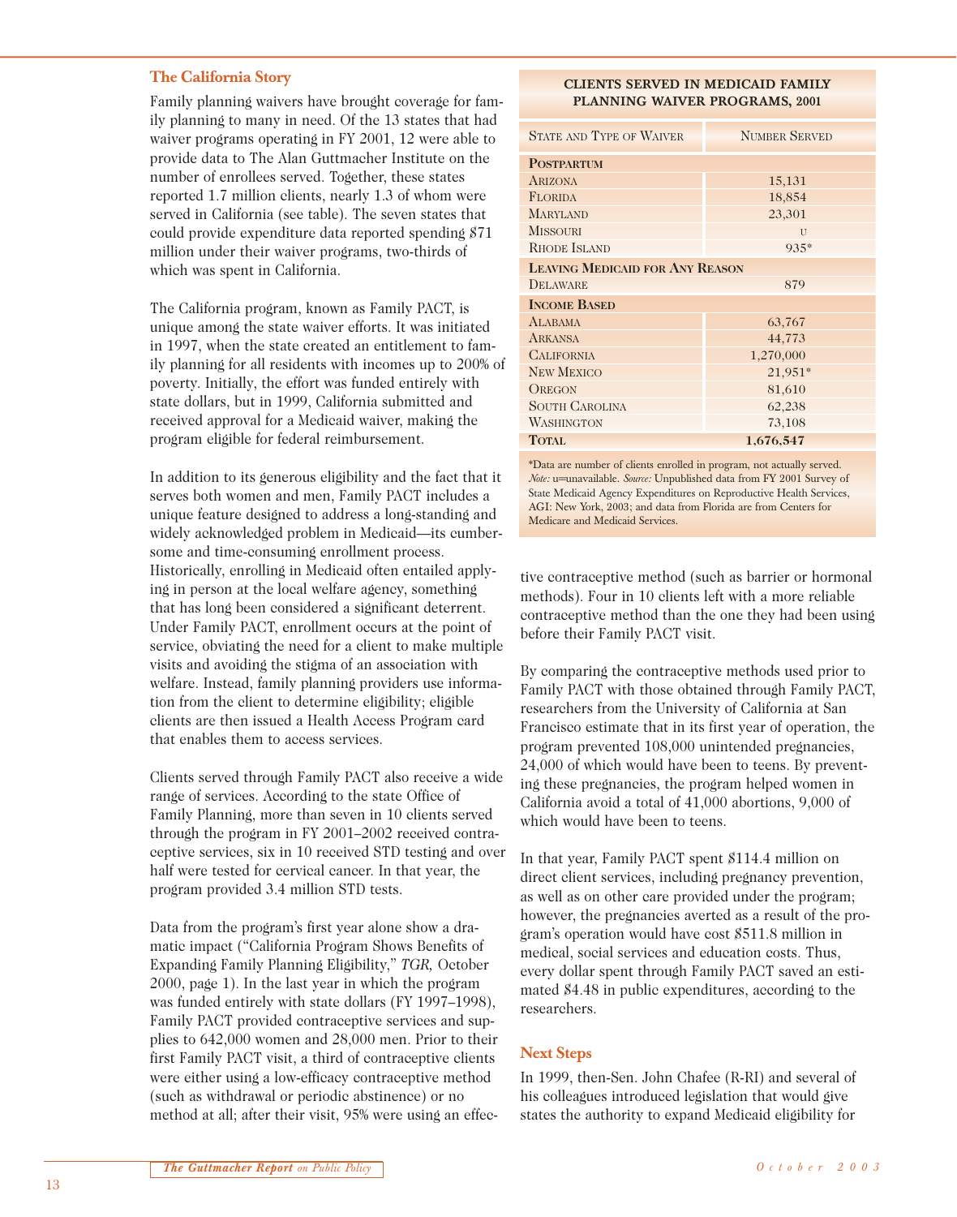## The California Story

Family planning waivers have brought coverage for family planning to many in need. Of the 13 states that had waiver programs operating in FY 2001, 12 were able to provide data to The Alan Guttmacher Institute on the number of enrollees served. Together, these states reported 1.7 million clients, nearly 1.3 of whom were served in California (see table). The seven states that could provide expenditure data reported spending $71 million under their waiver programs, two-thirds of which was spent in California.

The California program, known as Family PACT, is unique among the state waiver efforts. It was initiated in 1997, when the state created an entitlement to family planning for all residents with incomes up to 200% of poverty. Initially, the effort was funded entirely with state dollars, but in 1999, California submitted and received approval for a Medicaid waiver, making the program eligible for federal reimbursement.

In addition to its generous eligibility and the fact that it serves both women and men, Family PACT includes a unique feature designed to address a long-standing and widely acknowledged problem in Medicaid—its cumbersome and time-consuming enrollment process. Historically, enrolling in Medicaid often entailed applying in person at the local welfare agency, something that has long been considered a significant deterrent. Under Family PACT, enrollment occurs at the point of service, obviating the need for a client to make multiple visits and avoiding the stigma of an association with welfare. Instead, family planning providers use information from the client to determine eligibility; eligible clients are then issued a Health Access Program card that enables them to access services.

Clients served through Family PACT also receive a wide range of services. According to the state Office of Family Planning, more than seven in 10 clients served through the program in FY 2001–2002 received contraceptive services, six in 10 received STD testing and over half were tested for cervical cancer. In that year, the program provided 3.4 million STD tests.

Data from the program's first year alone show a dramatic impact ("California Program Shows Benefits of Expanding Family Planning Eligibility," *TGR,* October 2000, page 1). In the last year in which the program was funded entirely with state dollars (FY 1997–1998), Family PACT provided contraceptive services and supplies to 642,000 women and 28,000 men. Prior to their first Family PACT visit, a third of contraceptive clients were either using a low-efficacy contraceptive method (such as withdrawal or periodic abstinence) or no method at all; after their visit, 95% were using an effective contraceptive method (such as barrier or hormonal methods). Four in 10 clients left with a more reliable contraceptive method than the one they had been using before their Family PACT visit.

**CLIENTS SERVED IN MEDICAID FAMILY PLANNING WAIVER PROGRAMS, 2001**

| State and Type of Waiver | Number Served |
|---|---|
| **Postpartum** | |
| Arizona | 15,131 |
| Florida | 18,854 |
| Maryland | 23,301 |
| Missouri | u |
| Rhode Island | 935* |
| **Leaving Medicaid for Any Reason** | |
| Delaware | 879 |
| **Income Based** | |
| Alabama | 63,767 |
| Arkansas | 44,773 |
| California | 1,270,000 |
| New Mexico | 21,951* |
| Oregon | 81,610 |
| South Carolina | 62,238 |
| Washington | 73,108 |
| **Total** | **1,676,547** |

*Data are number of clients enrolled in program, not actually served. *Note:* u=unavailable. *Source:* Unpublished data from FY 2001 Survey of State Medicaid Agency Expenditures on Reproductive Health Services, AGI: New York, 2003; and data from Florida are from Centers for Medicare and Medicaid Services.

By comparing the contraceptive methods used prior to Family PACT with those obtained through Family PACT, researchers from the University of California at San Francisco estimate that in its first year of operation, the program prevented 108,000 unintended pregnancies, 24,000 of which would have been to teens. By preventing these pregnancies, the program helped women in California avoid a total of 41,000 abortions, 9,000 of which would have been to teens.

In that year, Family PACT spent $114.4 million on direct client services, including pregnancy prevention, as well as on other care provided under the program; however, the pregnancies averted as a result of the program's operation would have cost $511.8 million in medical, social services and education costs. Thus, every dollar spent through Family PACT saved an estimated $4.48 in public expenditures, according to the researchers.

## Next Steps

In 1999, then-Sen. John Chafee (R-RI) and several of his colleagues introduced legislation that would give states the authority to expand Medicaid eligibility for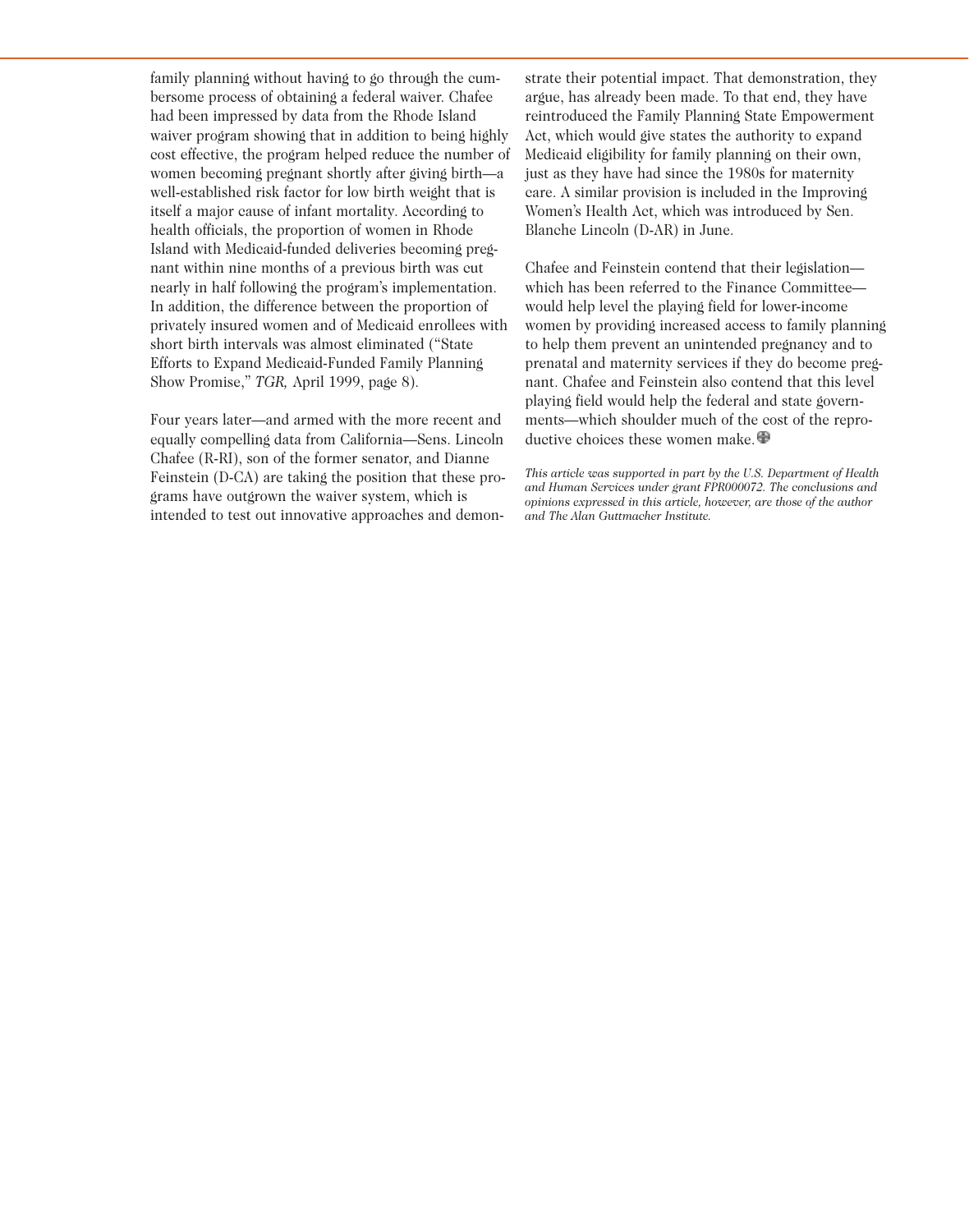family planning without having to go through the cumbersome process of obtaining a federal waiver. Chafee had been impressed by data from the Rhode Island waiver program showing that in addition to being highly cost effective, the program helped reduce the number of women becoming pregnant shortly after giving birth—a well-established risk factor for low birth weight that is itself a major cause of infant mortality. According to health officials, the proportion of women in Rhode Island with Medicaid-funded deliveries becoming pregnant within nine months of a previous birth was cut nearly in half following the program's implementation. In addition, the difference between the proportion of privately insured women and of Medicaid enrollees with short birth intervals was almost eliminated ("State Efforts to Expand Medicaid-Funded Family Planning Show Promise," *TGR,* April 1999, page 8).

Four years later—and armed with the more recent and equally compelling data from California—Sens. Lincoln Chafee (R-RI), son of the former senator, and Dianne Feinstein (D-CA) are taking the position that these programs have outgrown the waiver system, which is intended to test out innovative approaches and demonstrate their potential impact. That demonstration, they argue, has already been made. To that end, they have reintroduced the Family Planning State Empowerment Act, which would give states the authority to expand Medicaid eligibility for family planning on their own, just as they have had since the 1980s for maternity care. A similar provision is included in the Improving Women's Health Act, which was introduced by Sen. Blanche Lincoln (D-AR) in June.

Chafee and Feinstein contend that their legislation—which has been referred to the Finance Committee—would help level the playing field for lower-income women by providing increased access to family planning to help them prevent an unintended pregnancy and to prenatal and maternity services if they do become pregnant. Chafee and Feinstein also contend that this level playing field would help the federal and state governments—which shoulder much of the cost of the reproductive choices these women make.

*This article was supported in part by the U.S. Department of Health and Human Services under grant FPR000072. The conclusions and opinions expressed in this article, however, are those of the author and The Alan Guttmacher Institute.*